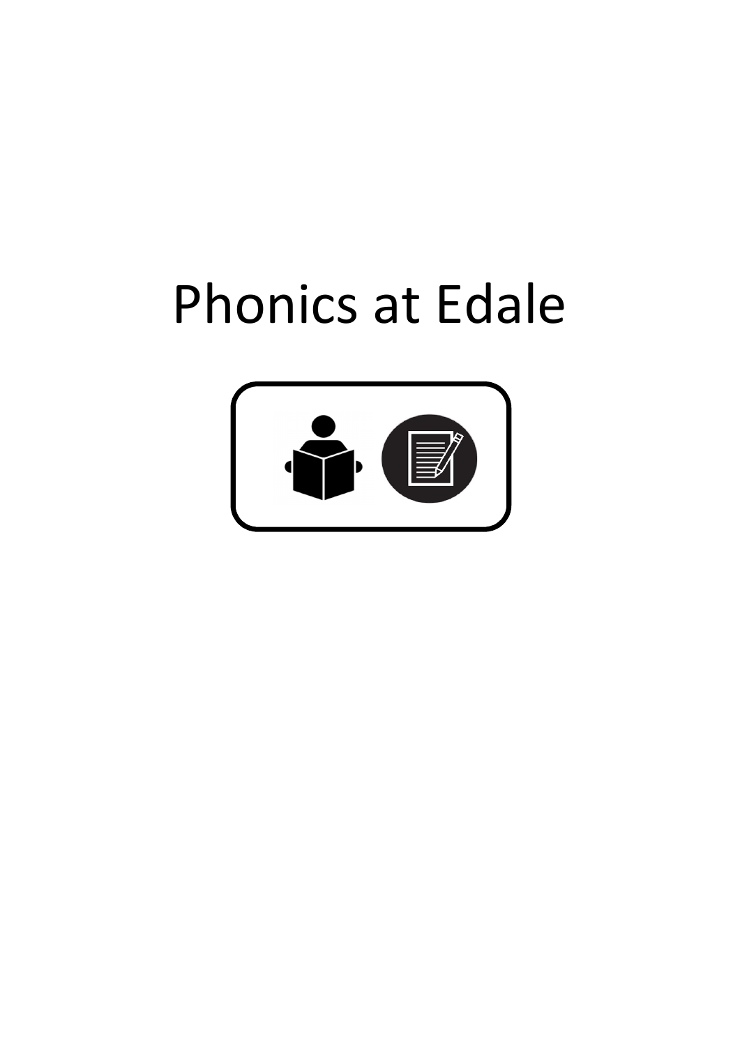# Phonics at Edale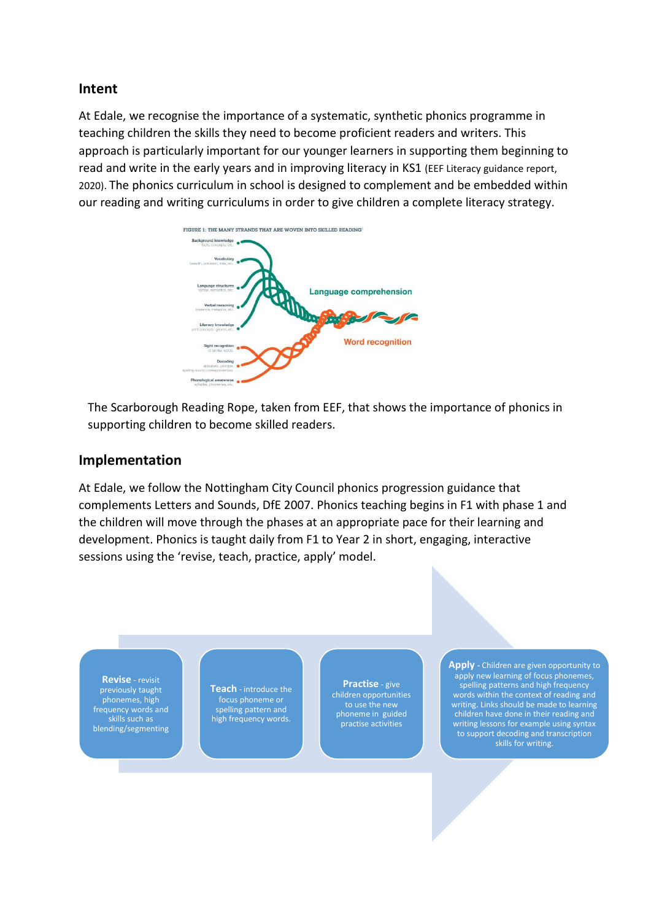## Intent

At Edale, we recognise the importance of a systematic, synthetic phonics programme in teaching children the skills they need to become proficient readers and writers. This approach is particularly important for our younger learners in supporting them beginning to read and write in the early years and in improving literacy in KS1 (EEF Literacy guidance report, 2020). The phonics curriculum in school is designed to complement and be embedded within our reading and writing curriculums in order to give children a complete literacy strategy.

The Scarborough Reading Rope, taken from EEF, that shows the importance of phonics in supporting children to become skilled readers.

## Implementation

At Edale, we follow the Nottingham City Council phonics progression guidance that complements Letters and Sounds, DfE 2007. Phonics teaching begins in F1 with phase 1 and the children will move through the phases at an appropriate pace for their learning and development. Phonics is taught daily from F1 to Year 2 in short, engaging, interactive sessions using the 'revise, teach, practice, apply' model.

**Revise** - revisit previously taught phonemes, high frequency words and skills such as blending/segmenting

**Teach** - introduce the focus phoneme or spelling pattern and high frequency words.

**Practise** - give children opportunities to use the new phoneme in guided practise activities

**Apply** - Children are given opportunity to apply new learning of focus phonemes, spelling patterns and high frequency words within the context of reading and writing. Links should be made to learning children have done in their reading and writing lessons for example using syntax to support decoding and transcription skills for writing.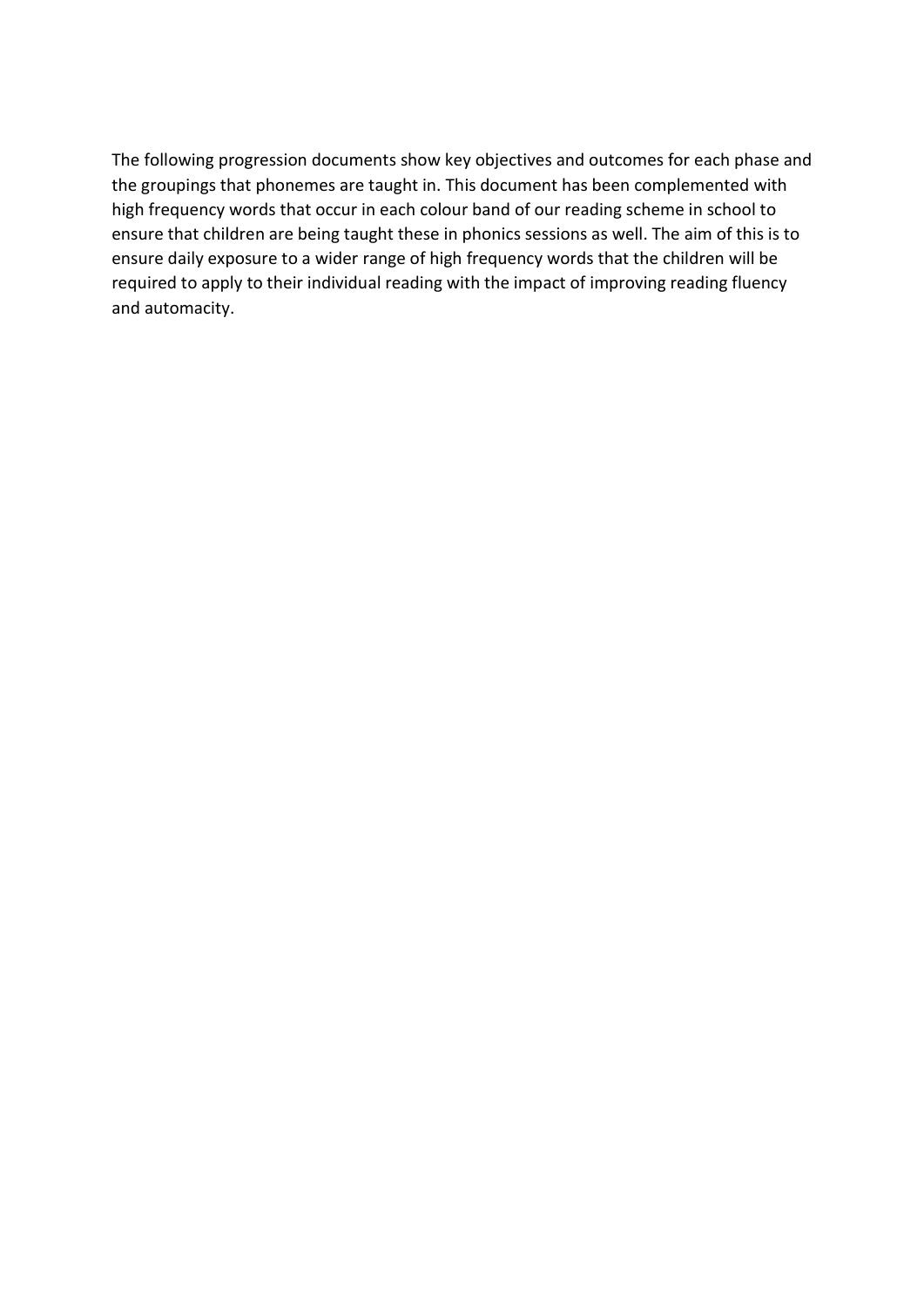The following progression documents show key objectives and outcomes for each phase and the groupings that phonemes are taught in. This document has been complemented with high frequency words that occur in each colour band of our reading scheme in school to ensure that children are being taught these in phonics sessions as well. The aim of this is to ensure daily exposure to a wider range of high frequency words that the children will be required to apply to their individual reading with the impact of improving reading fluency and automacity.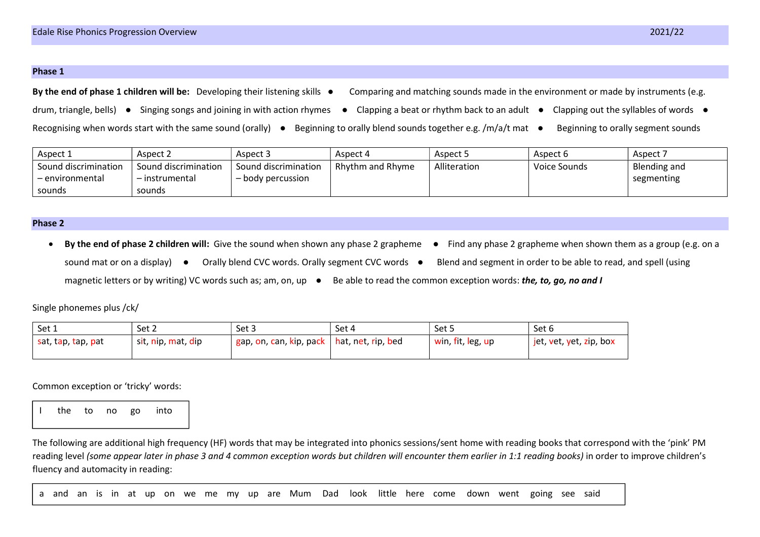Edale Rise Phonics Progression Overview 2021/22

## Phase 1

**By the end of phase 1 children will be:** Developing their listening skills ● Comparing and matching sounds made in the environment or made by instruments (e.g. drum, triangle, bells) ● Singing songs and joining in with action rhymes ● Clapping a beat or rhythm back to an adult ● Clapping out the syllables of words ● Recognising when words start with the same sound (orally) ● Beginning to orally blend sounds together e.g. /m/a/t mat ● Beginning to orally segment sounds

| Aspect 1 | Aspect 2 | Aspect 3 | Aspect 4 | Aspect 5 | Aspect 6 | Aspect 7 |
|---|---|---|---|---|---|---|
| Sound discrimination – environmental sounds | Sound discrimination – instrumental sounds | Sound discrimination – body percussion | Rhythm and Rhyme | Alliteration | Voice Sounds | Blending and segmenting |

## Phase 2

- **By the end of phase 2 children will:** Give the sound when shown any phase 2 grapheme ● Find any phase 2 grapheme when shown them as a group (e.g. on a sound mat or on a display) ● Orally blend CVC words. Orally segment CVC words ● Blend and segment in order to be able to read, and spell (using magnetic letters or by writing) VC words such as; am, on, up ● Be able to read the common exception words: ***the, to, go, no and I***

Single phonemes plus /ck/

| Set 1 | Set 2 | Set 3 | Set 4 | Set 5 | Set 6 |
|---|---|---|---|---|---|
| sat, tap, tap, pat | sit, nip, mat, dip | gap, on, can, kip, pack | hat, net, rip, bed | win, fit, leg, up | jet, vet, yet, zip, box |

Common exception or 'tricky' words:

| I | the | to | no | go | into |
|---|---|---|---|---|---|

The following are additional high frequency (HF) words that may be integrated into phonics sessions/sent home with reading books that correspond with the 'pink' PM reading level *(some appear later in phase 3 and 4 common exception words but children will encounter them earlier in 1:1 reading books)* in order to improve children's fluency and automacity in reading:

a and an is in at up on we me my up are Mum Dad look little here come down went going see said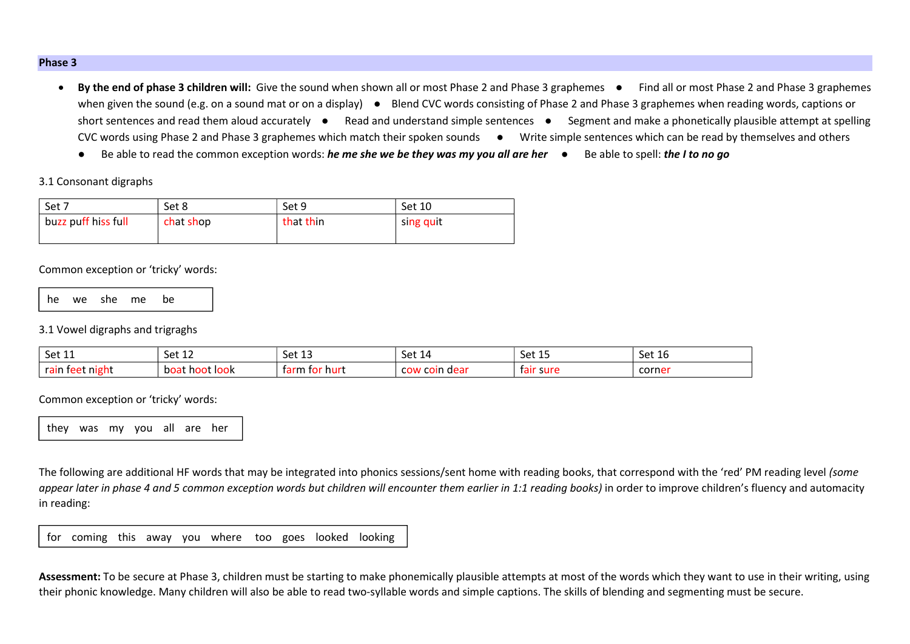## Phase 3

- **By the end of phase 3 children will:** Give the sound when shown all or most Phase 2 and Phase 3 graphemes ● Find all or most Phase 2 and Phase 3 graphemes when given the sound (e.g. on a sound mat or on a display) ● Blend CVC words consisting of Phase 2 and Phase 3 graphemes when reading words, captions or short sentences and read them aloud accurately ● Read and understand simple sentences ● Segment and make a phonetically plausible attempt at spelling CVC words using Phase 2 and Phase 3 graphemes which match their spoken sounds ● Write simple sentences which can be read by themselves and others
  - ● Be able to read the common exception words: ***he me she we be they was my you all are her*** ● Be able to spell: ***the I to no go***

3.1 Consonant digraphs

| Set 7 | Set 8 | Set 9 | Set 10 |
|---|---|---|---|
| buzz puff hiss full | chat shop | that thin | sing quit |

Common exception or 'tricky' words:

| he we she me be |
|---|

3.1 Vowel digraphs and trigraghs

| Set 11 | Set 12 | Set 13 | Set 14 | Set 15 | Set 16 |
|---|---|---|---|---|---|
| rain feet night | boat hoot look | farm for hurt | cow coin dear | fair sure | corner |

Common exception or 'tricky' words:

| they was my you all are her |
|---|

The following are additional HF words that may be integrated into phonics sessions/sent home with reading books, that correspond with the 'red' PM reading level *(some appear later in phase 4 and 5 common exception words but children will encounter them earlier in 1:1 reading books)* in order to improve children's fluency and automacity in reading:

| for coming this away you where too goes looked looking |
|---|

**Assessment:** To be secure at Phase 3, children must be starting to make phonemically plausible attempts at most of the words which they want to use in their writing, using their phonic knowledge. Many children will also be able to read two-syllable words and simple captions. The skills of blending and segmenting must be secure.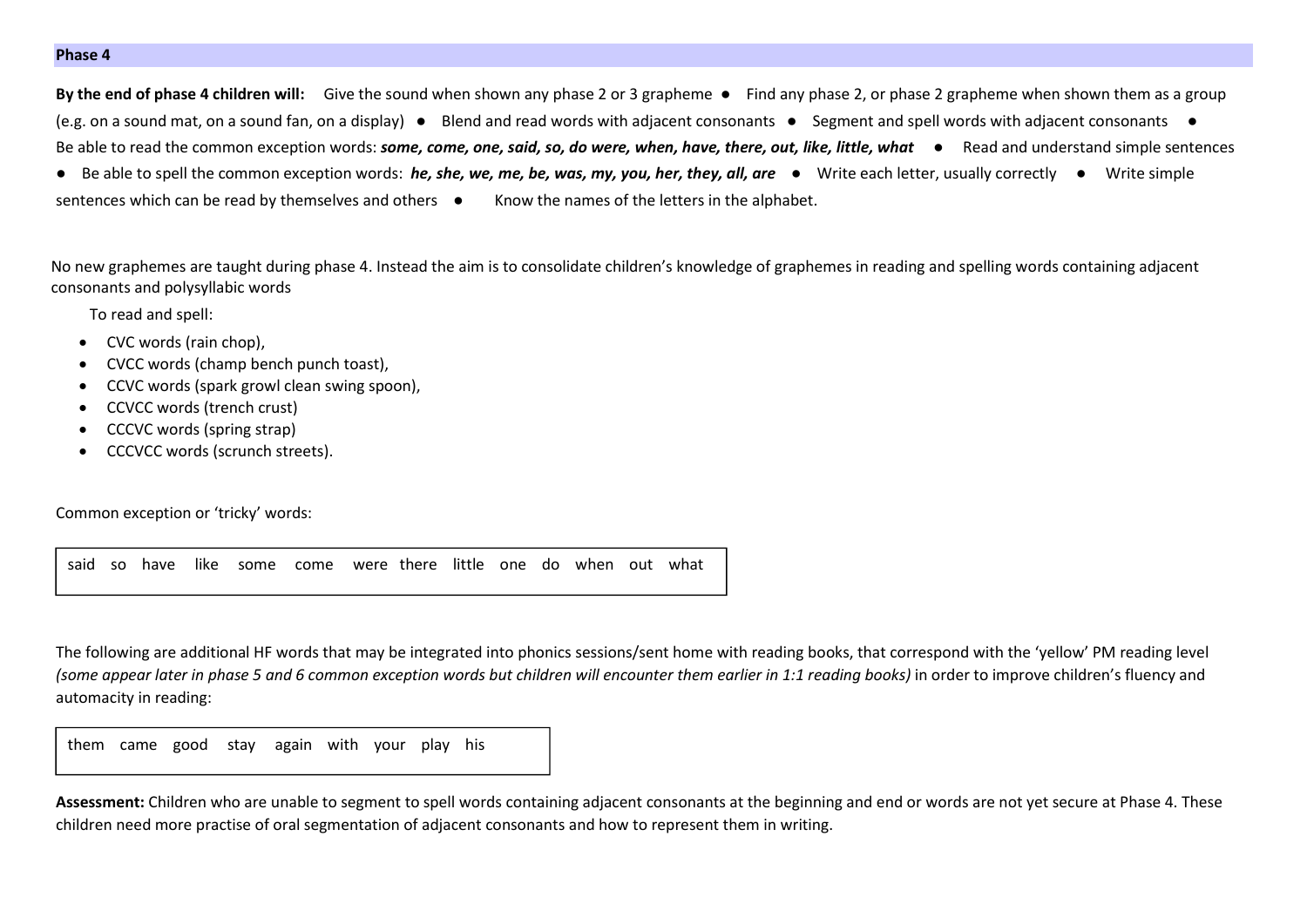## Phase 4

**By the end of phase 4 children will:** Give the sound when shown any phase 2 or 3 grapheme ● Find any phase 2, or phase 2 grapheme when shown them as a group (e.g. on a sound mat, on a sound fan, on a display) ● Blend and read words with adjacent consonants ● Segment and spell words with adjacent consonants ● Be able to read the common exception words: ***some, come, one, said, so, do were, when, have, there, out, like, little, what*** ● Read and understand simple sentences ● Be able to spell the common exception words: ***he, she, we, me, be, was, my, you, her, they, all, are*** ● Write each letter, usually correctly ● Write simple sentences which can be read by themselves and others ● Know the names of the letters in the alphabet.

No new graphemes are taught during phase 4. Instead the aim is to consolidate children's knowledge of graphemes in reading and spelling words containing adjacent consonants and polysyllabic words

To read and spell:

- CVC words (rain chop),
- CVCC words (champ bench punch toast),
- CCVC words (spark growl clean swing spoon),
- CCVCC words (trench crust)
- CCCVC words (spring strap)
- CCCVCC words (scrunch streets).

Common exception or 'tricky' words:

| said so have like some come were there little one do when out what |
|---|

The following are additional HF words that may be integrated into phonics sessions/sent home with reading books, that correspond with the 'yellow' PM reading level *(some appear later in phase 5 and 6 common exception words but children will encounter them earlier in 1:1 reading books)* in order to improve children's fluency and automacity in reading:

| them came good stay again with your play his |
|---|

**Assessment:** Children who are unable to segment to spell words containing adjacent consonants at the beginning and end or words are not yet secure at Phase 4. These children need more practise of oral segmentation of adjacent consonants and how to represent them in writing.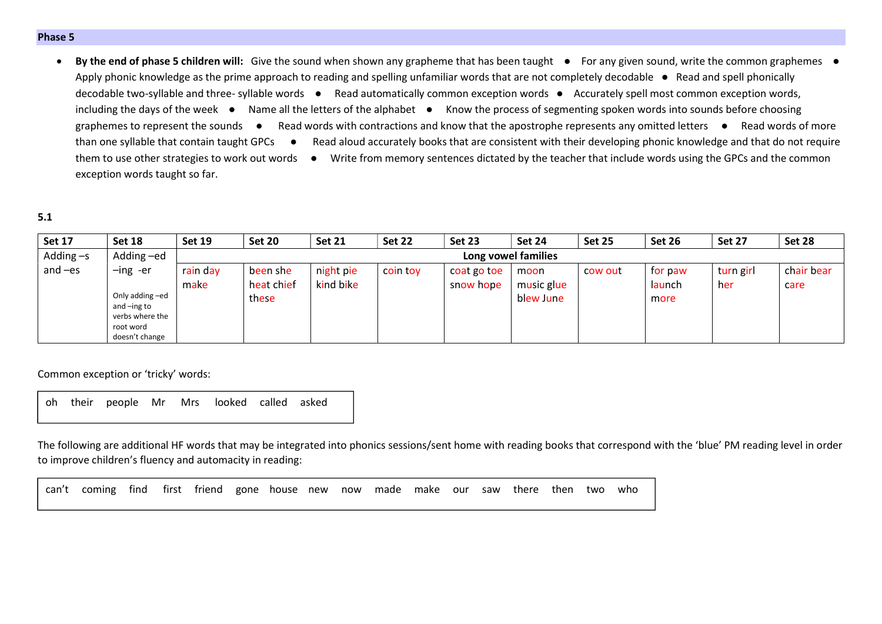## Phase 5

- **By the end of phase 5 children will:** Give the sound when shown any grapheme that has been taught ● For any given sound, write the common graphemes ● Apply phonic knowledge as the prime approach to reading and spelling unfamiliar words that are not completely decodable ● Read and spell phonically decodable two-syllable and three- syllable words ● Read automatically common exception words ● Accurately spell most common exception words, including the days of the week ● Name all the letters of the alphabet ● Know the process of segmenting spoken words into sounds before choosing graphemes to represent the sounds ● Read words with contractions and know that the apostrophe represents any omitted letters ● Read words of more than one syllable that contain taught GPCs ● Read aloud accurately books that are consistent with their developing phonic knowledge and that do not require them to use other strategies to work out words ● Write from memory sentences dictated by the teacher that include words using the GPCs and the common exception words taught so far.

### 5.1

| Set 17 | Set 18 | Set 19 | Set 20 | Set 21 | Set 22 | Set 23 | Set 24 | Set 25 | Set 26 | Set 27 | Set 28 |
|---|---|---|---|---|---|---|---|---|---|---|---|
| Adding –s | Adding –ed | Long vowel families | | | | | | | | | |
| and –es | –ing -er<br><br>Only adding –ed and –ing to verbs where the root word doesn't change | rain day make | been she heat chief these | night pie kind bike | coin toy | coat go toe snow hope | moon music glue blew June | cow out | for paw launch more | turn girl her | chair bear care |

Common exception or 'tricky' words:

oh their people Mr Mrs looked called asked

The following are additional HF words that may be integrated into phonics sessions/sent home with reading books that correspond with the 'blue' PM reading level in order to improve children's fluency and automacity in reading:

can't coming find first friend gone house new now made make our saw there then two who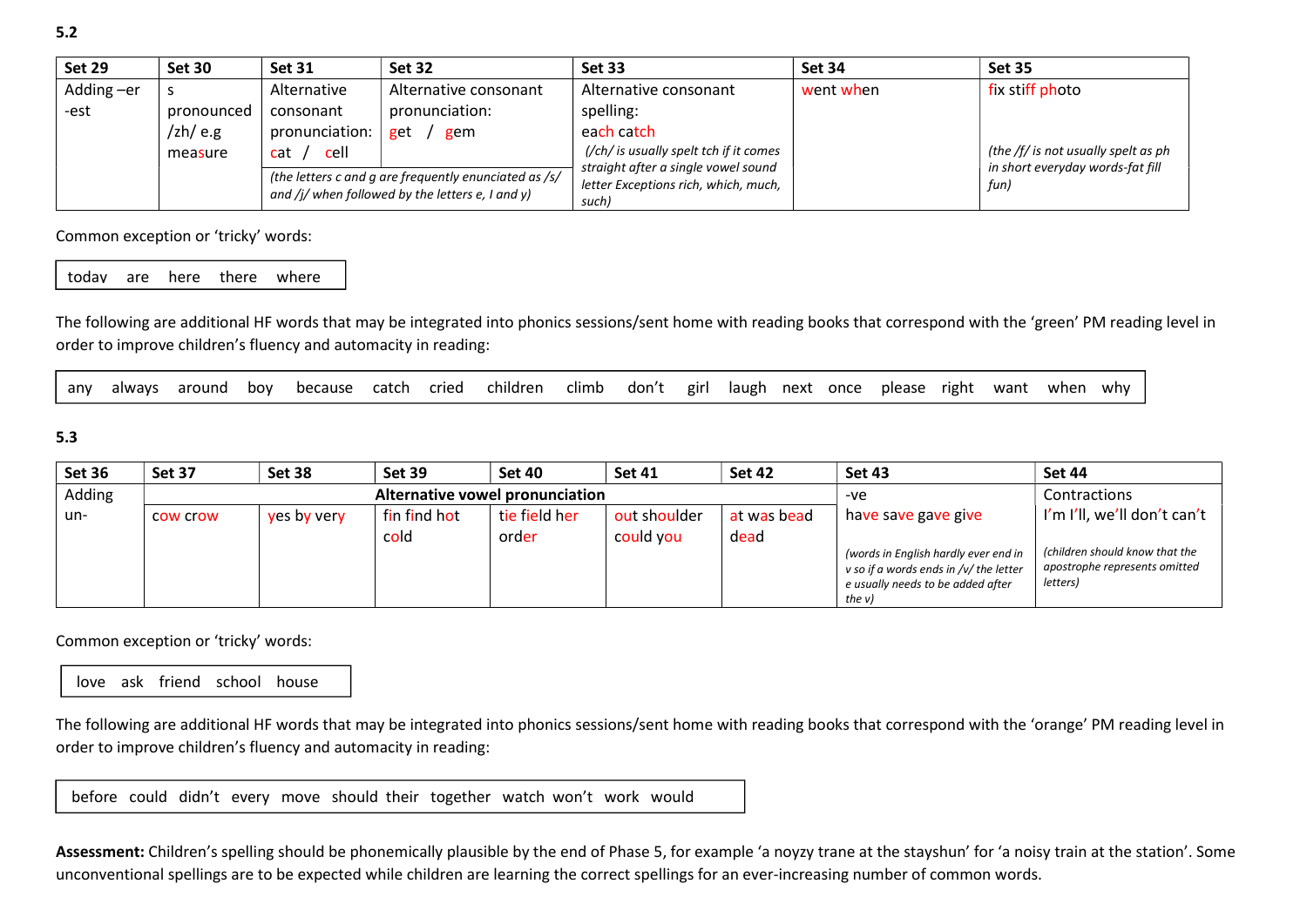**5.2**

| Set 29 | Set 30 | Set 31 | Set 32 | Set 33 | Set 34 | Set 35 |
|---|---|---|---|---|---|---|
| Adding –er -est | s pronounced /zh/ e.g measure | Alternative consonant pronunciation: cat / cell | Alternative consonant pronunciation: get / gem | Alternative consonant spelling: each catch *(/ch/ is usually spelt tch if it comes straight after a single vowel sound letter Exceptions rich, which, much, such)* | went when | fix stiff photo *(the /f/ is not usually spelt as ph in short everyday words-fat fill fun)* |
| | | *(the letters c and g are frequently enunciated as /s/ and /j/ when followed by the letters e, I and y)* | | | | |

Common exception or 'tricky' words:

| today are here there where |
|---|

The following are additional HF words that may be integrated into phonics sessions/sent home with reading books that correspond with the 'green' PM reading level in order to improve children's fluency and automacity in reading:

| any always around boy because catch cried children climb don't girl laugh next once please right want when why |
|---|

**5.3**

| Set 36 | Set 37 | Set 38 | Set 39 | Set 40 | Set 41 | Set 42 | Set 43 | Set 44 |
|---|---|---|---|---|---|---|---|---|
| Adding | Alternative vowel pronunciation | | | | | | -ve | Contractions |
| un- | cow crow | yes by very | fin find hot cold | tie field her order | out shoulder could you | at was bead dead | have save gave give *(words in English hardly ever end in v so if a words ends in /v/ the letter e usually needs to be added after the v)* | I'm I'll, we'll don't can't *(children should know that the apostrophe represents omitted letters)* |

Common exception or 'tricky' words:

| love ask friend school house |
|---|

The following are additional HF words that may be integrated into phonics sessions/sent home with reading books that correspond with the 'orange' PM reading level in order to improve children's fluency and automacity in reading:

| before could didn't every move should their together watch won't work would |
|---|

**Assessment:** Children's spelling should be phonemically plausible by the end of Phase 5, for example 'a noyzy trane at the stayshun' for 'a noisy train at the station'. Some unconventional spellings are to be expected while children are learning the correct spellings for an ever-increasing number of common words.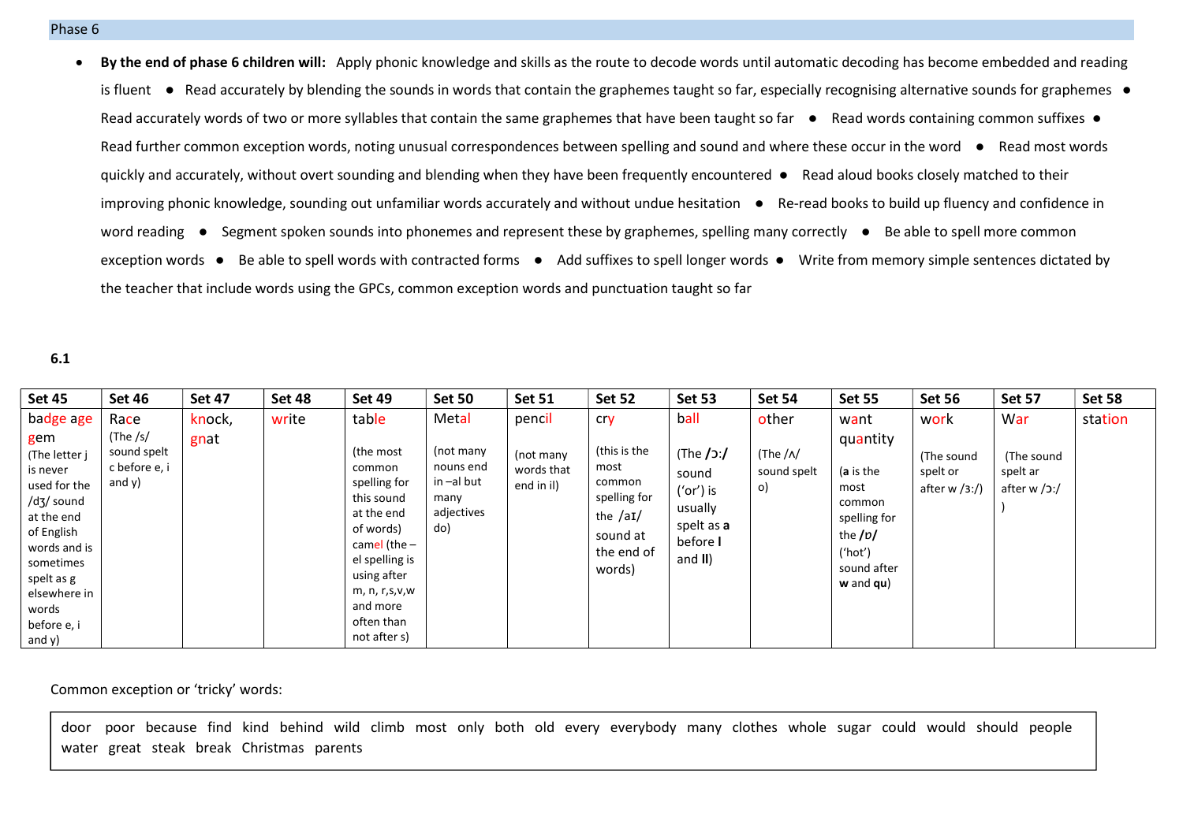## Phase 6

- **By the end of phase 6 children will:** Apply phonic knowledge and skills as the route to decode words until automatic decoding has become embedded and reading is fluent ● Read accurately by blending the sounds in words that contain the graphemes taught so far, especially recognising alternative sounds for graphemes ● Read accurately words of two or more syllables that contain the same graphemes that have been taught so far ● Read words containing common suffixes ● Read further common exception words, noting unusual correspondences between spelling and sound and where these occur in the word ● Read most words quickly and accurately, without overt sounding and blending when they have been frequently encountered ● Read aloud books closely matched to their improving phonic knowledge, sounding out unfamiliar words accurately and without undue hesitation ● Re-read books to build up fluency and confidence in word reading ● Segment spoken sounds into phonemes and represent these by graphemes, spelling many correctly ● Be able to spell more common exception words ● Be able to spell words with contracted forms ● Add suffixes to spell longer words ● Write from memory simple sentences dictated by the teacher that include words using the GPCs, common exception words and punctuation taught so far

**6.1**

| Set 45 | Set 46 | Set 47 | Set 48 | Set 49 | Set 50 | Set 51 | Set 52 | Set 53 | Set 54 | Set 55 | Set 56 | Set 57 | Set 58 |
|---|---|---|---|---|---|---|---|---|---|---|---|---|---|
| badge age gem (The letter j is never used for the /dʒ/ sound at the end of English words and is sometimes spelt as g elsewhere in words before e, i and y) | Race (The /s/ sound spelt c before e, i and y) | knock, gnat | write | table (the most common spelling for this sound at the end of words) camel (the – el spelling is using after m, n, r,s,v,w and more often than not after s) | Metal (not many nouns end in –al but many adjectives do) | pencil (not many words that end in il) | cry (this is the most common spelling for the /aɪ/ sound at the end of words) | ball (The **/ɔ:/** sound ('or') is usually spelt as **a** before **l** and **ll**) | other (The /ʌ/ sound spelt o) | want quantity (**a** is the most common spelling for the **/ɒ/** ('hot') sound after **w** and **qu**) | work (The sound spelt or after w /ɜ:/) | War (The sound spelt ar after w /ɔ:/ ) | station |

Common exception or 'tricky' words:

door poor because find kind behind wild climb most only both old every everybody many clothes whole sugar could would should people water great steak break Christmas parents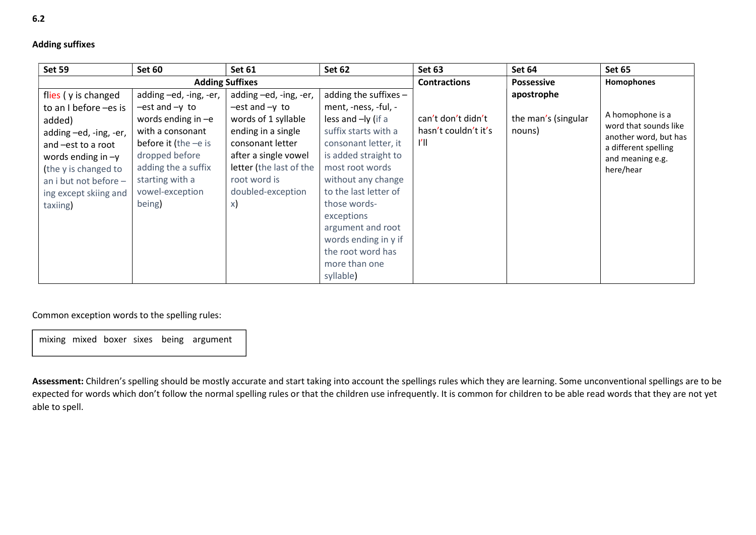**6.2**

**Adding suffixes**

| Set 59 | Set 60 | Set 61 | Set 62 | Set 63 | Set 64 | Set 65 |
|---|---|---|---|---|---|---|
| **Adding Suffixes** | | | | **Contractions** | **Possessive apostrophe** | **Homophones** |
| flies ( y is changed to an I before –es is added) adding –ed, -ing, -er, and –est to a root words ending in –y (the y is changed to an i but not before –ing except skiing and taxiing) | adding –ed, -ing, -er, –est and –y to words ending in –e with a consonant before it (the –e is dropped before adding the a suffix starting with a vowel-exception being) | adding –ed, -ing, -er, –est and –y to words of 1 syllable ending in a single consonant letter after a single vowel letter (the last of the root word is doubled-exception x) | adding the suffixes – ment, -ness, -ful, -less and –ly (if a suffix starts with a consonant letter, it is added straight to most root words without any change to the last letter of those words-exceptions argument and root words ending in y if the root word has more than one syllable) | can't don't didn't hasn't couldn't it's I'll | the man's (singular nouns) | A homophone is a word that sounds like another word, but has a different spelling and meaning e.g. here/hear |

Common exception words to the spelling rules:

| mixing mixed boxer sixes being argument |
|---|

**Assessment:** Children's spelling should be mostly accurate and start taking into account the spellings rules which they are learning. Some unconventional spellings are to be expected for words which don't follow the normal spelling rules or that the children use infrequently. It is common for children to be able read words that they are not yet able to spell.